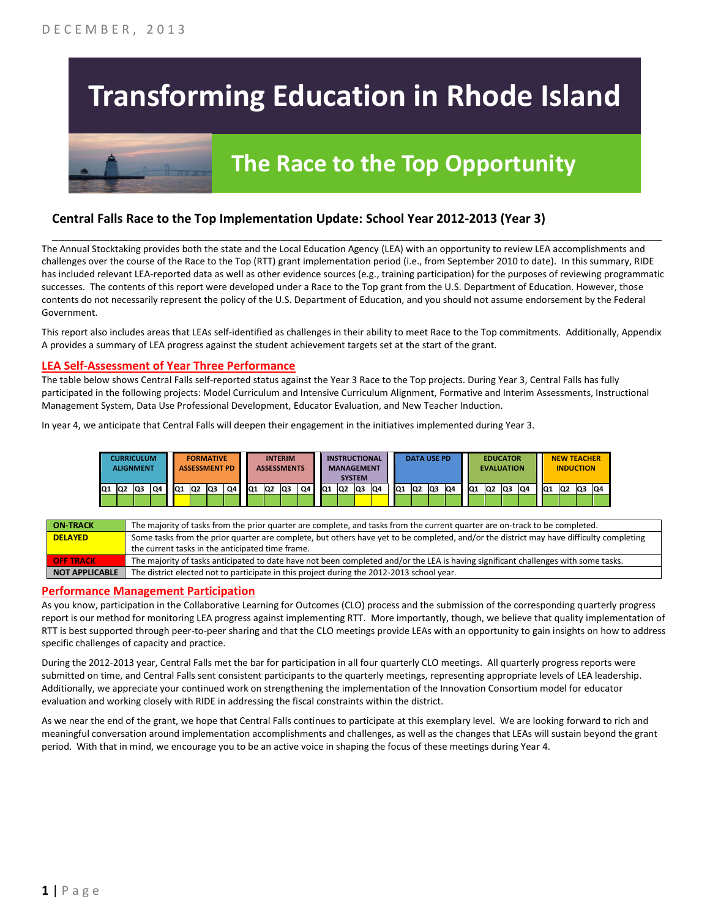DECEMBER, 2013

# Transforming Education in Rhode Island

## The Race to the Top Opportunity

### Central Falls Race to the Top Implementation Update: School Year 2012-2013 (Year 3)

The Annual Stocktaking provides both the state and the Local Education Agency (LEA) with an opportunity to review LEA accomplishments and challenges over the course of the Race to the Top (RTT) grant implementation period (i.e., from September 2010 to date). In this summary, RIDE has included relevant LEA-reported data as well as other evidence sources (e.g., training participation) for the purposes of reviewing programmatic successes. The contents of this report were developed under a Race to the Top grant from the U.S. Department of Education. However, those contents do not necessarily represent the policy of the U.S. Department of Education, and you should not assume endorsement by the Federal Government.

This report also includes areas that LEAs self-identified as challenges in their ability to meet Race to the Top commitments. Additionally, Appendix A provides a summary of LEA progress against the student achievement targets set at the start of the grant.

## LEA Self-Assessment of Year Three Performance

The table below shows Central Falls self-reported status against the Year 3 Race to the Top projects. During Year 3, Central Falls has fully participated in the following projects: Model Curriculum and Intensive Curriculum Alignment, Formative and Interim Assessments, Instructional Management System, Data Use Professional Development, Educator Evaluation, and New Teacher Induction.

In year 4, we anticipate that Central Falls will deepen their engagement in the initiatives implemented during Year 3.

| CURRICULUM ALIGNMENT | | | | FORMATIVE ASSESSMENT PD | | | | INTERIM ASSESSMENTS | | | | INSTRUCTIONAL MANAGEMENT SYSTEM | | | | DATA USE PD | | | | EDUCATOR EVALUATION | | | | NEW TEACHER INDUCTION | | | |
|---|---|---|---|---|---|---|---|---|---|---|---|---|---|---|---|---|---|---|---|---|---|---|---|---|---|---|---|
| Q1 | Q2 | Q3 | Q4 | Q1 | Q2 | Q3 | Q4 | Q1 | Q2 | Q3 | Q4 | Q1 | Q2 | Q3 | Q4 | Q1 | Q2 | Q3 | Q4 | Q1 | Q2 | Q3 | Q4 | Q1 | Q2 | Q3 | Q4 |
| On-Track | On-Track | On-Track | On-Track | Delayed | On-Track | On-Track | On-Track | On-Track | On-Track | On-Track | On-Track | On-Track | On-Track | Delayed | Delayed | On-Track | On-Track | On-Track | On-Track | On-Track | On-Track | On-Track | On-Track | On-Track | On-Track | On-Track | On-Track |

| Status | Description |
|---|---|
| **ON-TRACK** | The majority of tasks from the prior quarter are complete, and tasks from the current quarter are on-track to be completed. |
| **DELAYED** | Some tasks from the prior quarter are complete, but others have yet to be completed, and/or the district may have difficulty completing the current tasks in the anticipated time frame. |
| **OFF TRACK** | The majority of tasks anticipated to date have not been completed and/or the LEA is having significant challenges with some tasks. |
| **NOT APPLICABLE** | The district elected not to participate in this project during the 2012-2013 school year. |

## Performance Management Participation

As you know, participation in the Collaborative Learning for Outcomes (CLO) process and the submission of the corresponding quarterly progress report is our method for monitoring LEA progress against implementing RTT. More importantly, though, we believe that quality implementation of RTT is best supported through peer-to-peer sharing and that the CLO meetings provide LEAs with an opportunity to gain insights on how to address specific challenges of capacity and practice.

During the 2012-2013 year, Central Falls met the bar for participation in all four quarterly CLO meetings. All quarterly progress reports were submitted on time, and Central Falls sent consistent participants to the quarterly meetings, representing appropriate levels of LEA leadership. Additionally, we appreciate your continued work on strengthening the implementation of the Innovation Consortium model for educator evaluation and working closely with RIDE in addressing the fiscal constraints within the district.

As we near the end of the grant, we hope that Central Falls continues to participate at this exemplary level. We are looking forward to rich and meaningful conversation around implementation accomplishments and challenges, as well as the changes that LEAs will sustain beyond the grant period. With that in mind, we encourage you to be an active voice in shaping the focus of these meetings during Year 4.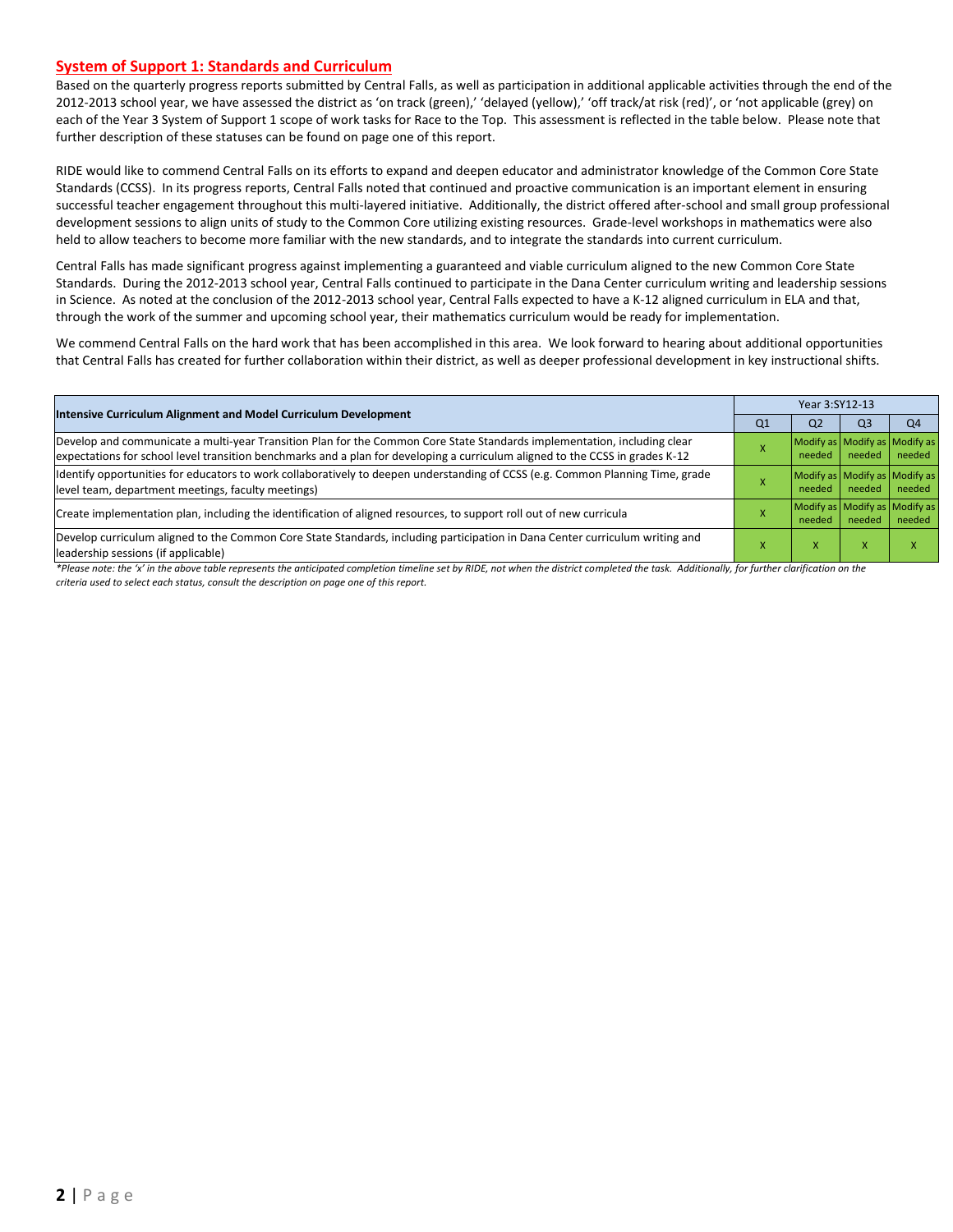## System of Support 1: Standards and Curriculum

Based on the quarterly progress reports submitted by Central Falls, as well as participation in additional applicable activities through the end of the 2012-2013 school year, we have assessed the district as 'on track (green),' 'delayed (yellow),' 'off track/at risk (red)', or 'not applicable (grey) on each of the Year 3 System of Support 1 scope of work tasks for Race to the Top. This assessment is reflected in the table below. Please note that further description of these statuses can be found on page one of this report.

RIDE would like to commend Central Falls on its efforts to expand and deepen educator and administrator knowledge of the Common Core State Standards (CCSS). In its progress reports, Central Falls noted that continued and proactive communication is an important element in ensuring successful teacher engagement throughout this multi-layered initiative. Additionally, the district offered after-school and small group professional development sessions to align units of study to the Common Core utilizing existing resources. Grade-level workshops in mathematics were also held to allow teachers to become more familiar with the new standards, and to integrate the standards into current curriculum.

Central Falls has made significant progress against implementing a guaranteed and viable curriculum aligned to the new Common Core State Standards. During the 2012-2013 school year, Central Falls continued to participate in the Dana Center curriculum writing and leadership sessions in Science. As noted at the conclusion of the 2012-2013 school year, Central Falls expected to have a K-12 aligned curriculum in ELA and that, through the work of the summer and upcoming school year, their mathematics curriculum would be ready for implementation.

We commend Central Falls on the hard work that has been accomplished in this area. We look forward to hearing about additional opportunities that Central Falls has created for further collaboration within their district, as well as deeper professional development in key instructional shifts.

| Intensive Curriculum Alignment and Model Curriculum Development | Year 3:SY12-13 | | | |
|---|---|---|---|---|
| | Q1 | Q2 | Q3 | Q4 |
| Develop and communicate a multi-year Transition Plan for the Common Core State Standards implementation, including clear expectations for school level transition benchmarks and a plan for developing a curriculum aligned to the CCSS in grades K-12 | X | Modify as needed | Modify as needed | Modify as needed |
| Identify opportunities for educators to work collaboratively to deepen understanding of CCSS (e.g. Common Planning Time, grade level team, department meetings, faculty meetings) | X | Modify as needed | Modify as needed | Modify as needed |
| Create implementation plan, including the identification of aligned resources, to support roll out of new curricula | X | Modify as needed | Modify as needed | Modify as needed |
| Develop curriculum aligned to the Common Core State Standards, including participation in Dana Center curriculum writing and leadership sessions (if applicable) | X | X | X | X |

*\*Please note: the 'x' in the above table represents the anticipated completion timeline set by RIDE, not when the district completed the task. Additionally, for further clarification on the criteria used to select each status, consult the description on page one of this report.*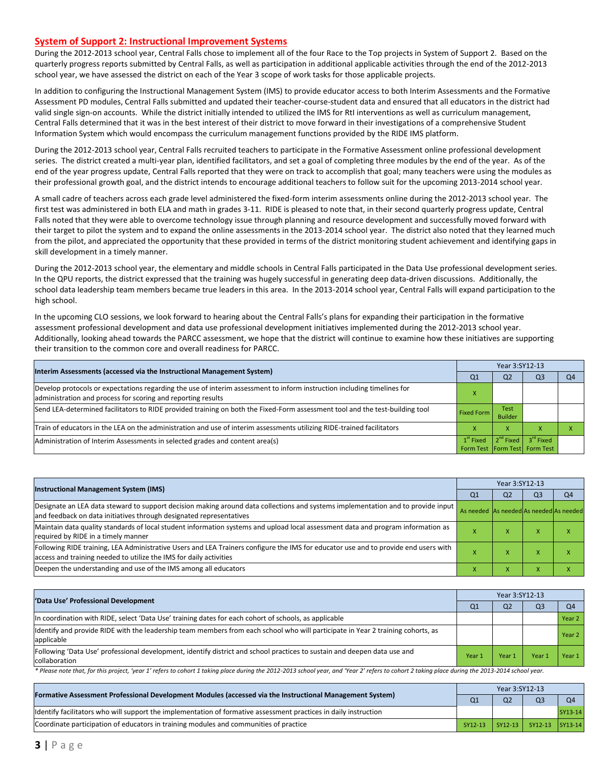## System of Support 2: Instructional Improvement Systems

During the 2012-2013 school year, Central Falls chose to implement all of the four Race to the Top projects in System of Support 2. Based on the quarterly progress reports submitted by Central Falls, as well as participation in additional applicable activities through the end of the 2012-2013 school year, we have assessed the district on each of the Year 3 scope of work tasks for those applicable projects.

In addition to configuring the Instructional Management System (IMS) to provide educator access to both Interim Assessments and the Formative Assessment PD modules, Central Falls submitted and updated their teacher-course-student data and ensured that all educators in the district had valid single sign-on accounts. While the district initially intended to utilized the IMS for RtI interventions as well as curriculum management, Central Falls determined that it was in the best interest of their district to move forward in their investigations of a comprehensive Student Information System which would encompass the curriculum management functions provided by the RIDE IMS platform.

During the 2012-2013 school year, Central Falls recruited teachers to participate in the Formative Assessment online professional development series. The district created a multi-year plan, identified facilitators, and set a goal of completing three modules by the end of the year. As of the end of the year progress update, Central Falls reported that they were on track to accomplish that goal; many teachers were using the modules as their professional growth goal, and the district intends to encourage additional teachers to follow suit for the upcoming 2013-2014 school year.

A small cadre of teachers across each grade level administered the fixed-form interim assessments online during the 2012-2013 school year. The first test was administered in both ELA and math in grades 3-11. RIDE is pleased to note that, in their second quarterly progress update, Central Falls noted that they were able to overcome technology issue through planning and resource development and successfully moved forward with their target to pilot the system and to expand the online assessments in the 2013-2014 school year. The district also noted that they learned much from the pilot, and appreciated the opportunity that these provided in terms of the district monitoring student achievement and identifying gaps in skill development in a timely manner.

During the 2012-2013 school year, the elementary and middle schools in Central Falls participated in the Data Use professional development series. In the QPU reports, the district expressed that the training was hugely successful in generating deep data-driven discussions. Additionally, the school data leadership team members became true leaders in this area. In the 2013-2014 school year, Central Falls will expand participation to the high school.

In the upcoming CLO sessions, we look forward to hearing about the Central Falls's plans for expanding their participation in the formative assessment professional development and data use professional development initiatives implemented during the 2012-2013 school year. Additionally, looking ahead towards the PARCC assessment, we hope that the district will continue to examine how these initiatives are supporting their transition to the common core and overall readiness for PARCC.

| Interim Assessments (accessed via the Instructional Management System) | Year 3:SY12-13 | | | |
|---|---|---|---|---|
| | Q1 | Q2 | Q3 | Q4 |
| Develop protocols or expectations regarding the use of interim assessment to inform instruction including timelines for administration and process for scoring and reporting results | x | | | |
| Send LEA-determined facilitators to RIDE provided training on both the Fixed-Form assessment tool and the test-building tool | Fixed Form | Test Builder | | |
| Train of educators in the LEA on the administration and use of interim assessments utilizing RIDE-trained facilitators | x | x | x | x |
| Administration of Interim Assessments in selected grades and content area(s) | 1st Fixed Form Test | 2nd Fixed Form Test | 3rd Fixed Form Test | |

| Instructional Management System (IMS) | Year 3:SY12-13 | | | |
|---|---|---|---|---|
| | Q1 | Q2 | Q3 | Q4 |
| Designate an LEA data steward to support decision making around data collections and systems implementation and to provide input and feedback on data initiatives through designated representatives | As needed | As needed | As needed | As needed |
| Maintain data quality standards of local student information systems and upload local assessment data and program information as required by RIDE in a timely manner | x | x | x | x |
| Following RIDE training, LEA Administrative Users and LEA Trainers configure the IMS for educator use and to provide end users with access and training needed to utilize the IMS for daily activities | x | x | x | x |
| Deepen the understanding and use of the IMS among all educators | x | x | x | x |

| 'Data Use' Professional Development | Year 3:SY12-13 | | | |
|---|---|---|---|---|
| | Q1 | Q2 | Q3 | Q4 |
| In coordination with RIDE, select 'Data Use' training dates for each cohort of schools, as applicable | | | | Year 2 |
| Identify and provide RIDE with the leadership team members from each school who will participate in Year 2 training cohorts, as applicable | | | | Year 2 |
| Following 'Data Use' professional development, identify district and school practices to sustain and deepen data use and collaboration | Year 1 | Year 1 | Year 1 | Year 1 |

*\* Please note that, for this project, 'year 1' refers to cohort 1 taking place during the 2012-2013 school year, and 'Year 2' refers to cohort 2 taking place during the 2013-2014 school year.*

| Formative Assessment Professional Development Modules (accessed via the Instructional Management System) | Year 3:SY12-13 | | | |
|---|---|---|---|---|
| | Q1 | Q2 | Q3 | Q4 |
| Identify facilitators who will support the implementation of formative assessment practices in daily instruction | | | | SY13-14 |
| Coordinate participation of educators in training modules and communities of practice | SY12-13 | SY12-13 | SY12-13 | SY13-14 |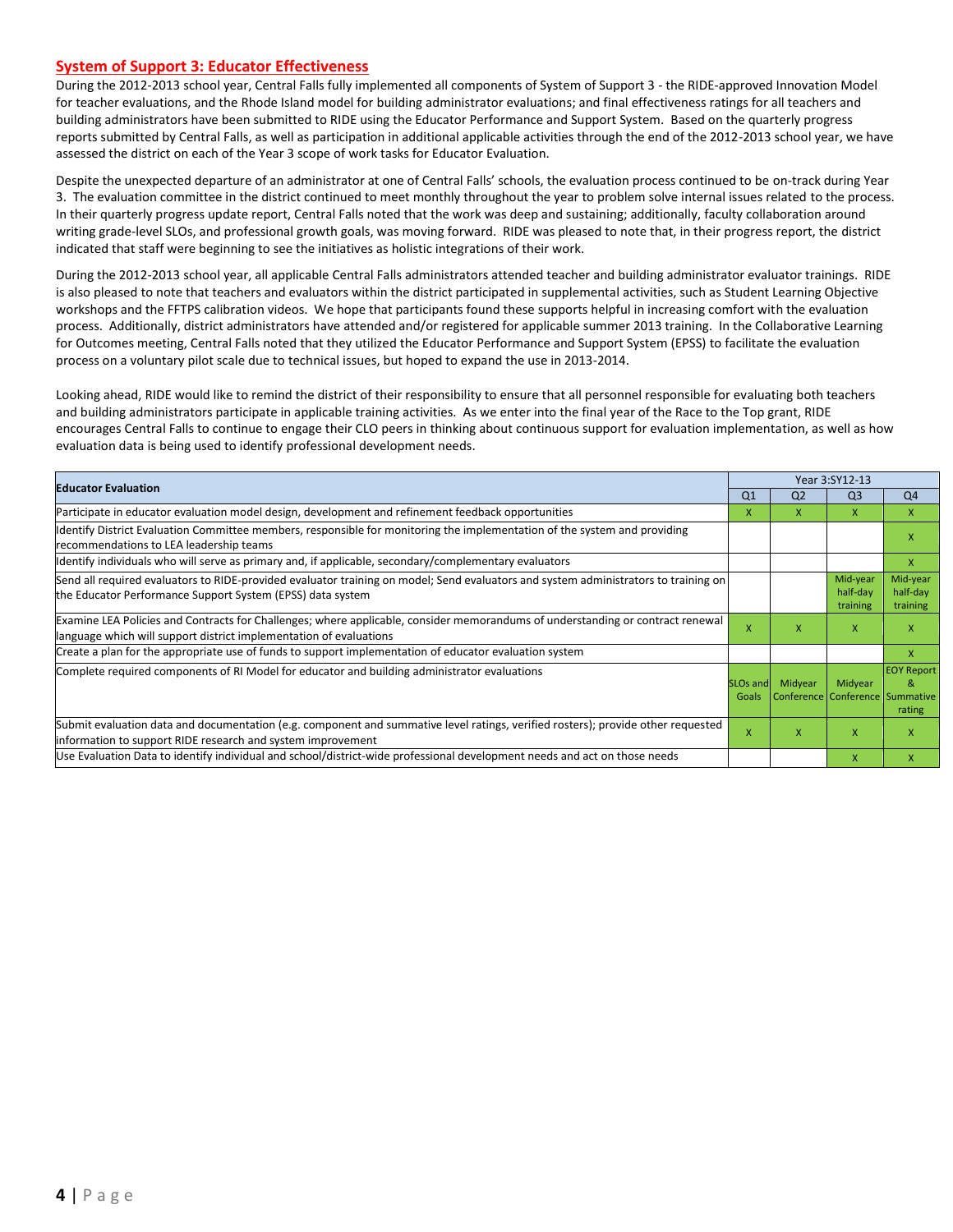## System of Support 3: Educator Effectiveness

During the 2012-2013 school year, Central Falls fully implemented all components of System of Support 3 - the RIDE-approved Innovation Model for teacher evaluations, and the Rhode Island model for building administrator evaluations; and final effectiveness ratings for all teachers and building administrators have been submitted to RIDE using the Educator Performance and Support System. Based on the quarterly progress reports submitted by Central Falls, as well as participation in additional applicable activities through the end of the 2012-2013 school year, we have assessed the district on each of the Year 3 scope of work tasks for Educator Evaluation.

Despite the unexpected departure of an administrator at one of Central Falls' schools, the evaluation process continued to be on-track during Year 3. The evaluation committee in the district continued to meet monthly throughout the year to problem solve internal issues related to the process. In their quarterly progress update report, Central Falls noted that the work was deep and sustaining; additionally, faculty collaboration around writing grade-level SLOs, and professional growth goals, was moving forward. RIDE was pleased to note that, in their progress report, the district indicated that staff were beginning to see the initiatives as holistic integrations of their work.

During the 2012-2013 school year, all applicable Central Falls administrators attended teacher and building administrator evaluator trainings. RIDE is also pleased to note that teachers and evaluators within the district participated in supplemental activities, such as Student Learning Objective workshops and the FFTPS calibration videos. We hope that participants found these supports helpful in increasing comfort with the evaluation process. Additionally, district administrators have attended and/or registered for applicable summer 2013 training. In the Collaborative Learning for Outcomes meeting, Central Falls noted that they utilized the Educator Performance and Support System (EPSS) to facilitate the evaluation process on a voluntary pilot scale due to technical issues, but hoped to expand the use in 2013-2014.

Looking ahead, RIDE would like to remind the district of their responsibility to ensure that all personnel responsible for evaluating both teachers and building administrators participate in applicable training activities. As we enter into the final year of the Race to the Top grant, RIDE encourages Central Falls to continue to engage their CLO peers in thinking about continuous support for evaluation implementation, as well as how evaluation data is being used to identify professional development needs.

| Educator Evaluation | Year 3:SY12-13 | | | |
|---|---|---|---|---|
| | Q1 | Q2 | Q3 | Q4 |
| Participate in educator evaluation model design, development and refinement feedback opportunities | x | x | x | x |
| Identify District Evaluation Committee members, responsible for monitoring the implementation of the system and providing recommendations to LEA leadership teams | | | | x |
| Identify individuals who will serve as primary and, if applicable, secondary/complementary evaluators | | | | x |
| Send all required evaluators to RIDE-provided evaluator training on model; Send evaluators and system administrators to training on the Educator Performance Support System (EPSS) data system | | | Mid-year half-day training | Mid-year half-day training |
| Examine LEA Policies and Contracts for Challenges; where applicable, consider memorandums of understanding or contract renewal language which will support district implementation of evaluations | x | x | x | x |
| Create a plan for the appropriate use of funds to support implementation of educator evaluation system | | | | x |
| Complete required components of RI Model for educator and building administrator evaluations | SLOs and Goals | Midyear Conference | Midyear Conference | EOY Report & Summative rating |
| Submit evaluation data and documentation (e.g. component and summative level ratings, verified rosters); provide other requested information to support RIDE research and system improvement | x | x | x | x |
| Use Evaluation Data to identify individual and school/district-wide professional development needs and act on those needs | | | x | x |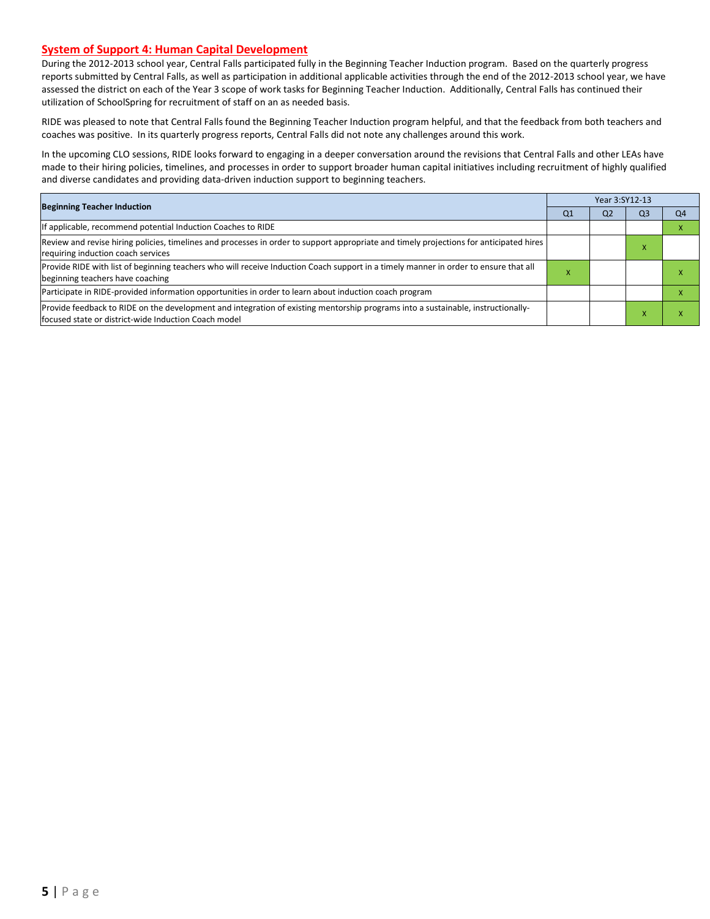## System of Support 4: Human Capital Development

During the 2012-2013 school year, Central Falls participated fully in the Beginning Teacher Induction program. Based on the quarterly progress reports submitted by Central Falls, as well as participation in additional applicable activities through the end of the 2012-2013 school year, we have assessed the district on each of the Year 3 scope of work tasks for Beginning Teacher Induction. Additionally, Central Falls has continued their utilization of SchoolSpring for recruitment of staff on an as needed basis.

RIDE was pleased to note that Central Falls found the Beginning Teacher Induction program helpful, and that the feedback from both teachers and coaches was positive. In its quarterly progress reports, Central Falls did not note any challenges around this work.

In the upcoming CLO sessions, RIDE looks forward to engaging in a deeper conversation around the revisions that Central Falls and other LEAs have made to their hiring policies, timelines, and processes in order to support broader human capital initiatives including recruitment of highly qualified and diverse candidates and providing data-driven induction support to beginning teachers.

| Beginning Teacher Induction | Year 3:SY12-13 | | | |
|---|---|---|---|---|
| | Q1 | Q2 | Q3 | Q4 |
| If applicable, recommend potential Induction Coaches to RIDE | | | | x |
| Review and revise hiring policies, timelines and processes in order to support appropriate and timely projections for anticipated hires requiring induction coach services | | | x | |
| Provide RIDE with list of beginning teachers who will receive Induction Coach support in a timely manner in order to ensure that all beginning teachers have coaching | x | | | x |
| Participate in RIDE-provided information opportunities in order to learn about induction coach program | | | | x |
| Provide feedback to RIDE on the development and integration of existing mentorship programs into a sustainable, instructionally-focused state or district-wide Induction Coach model | | | x | x |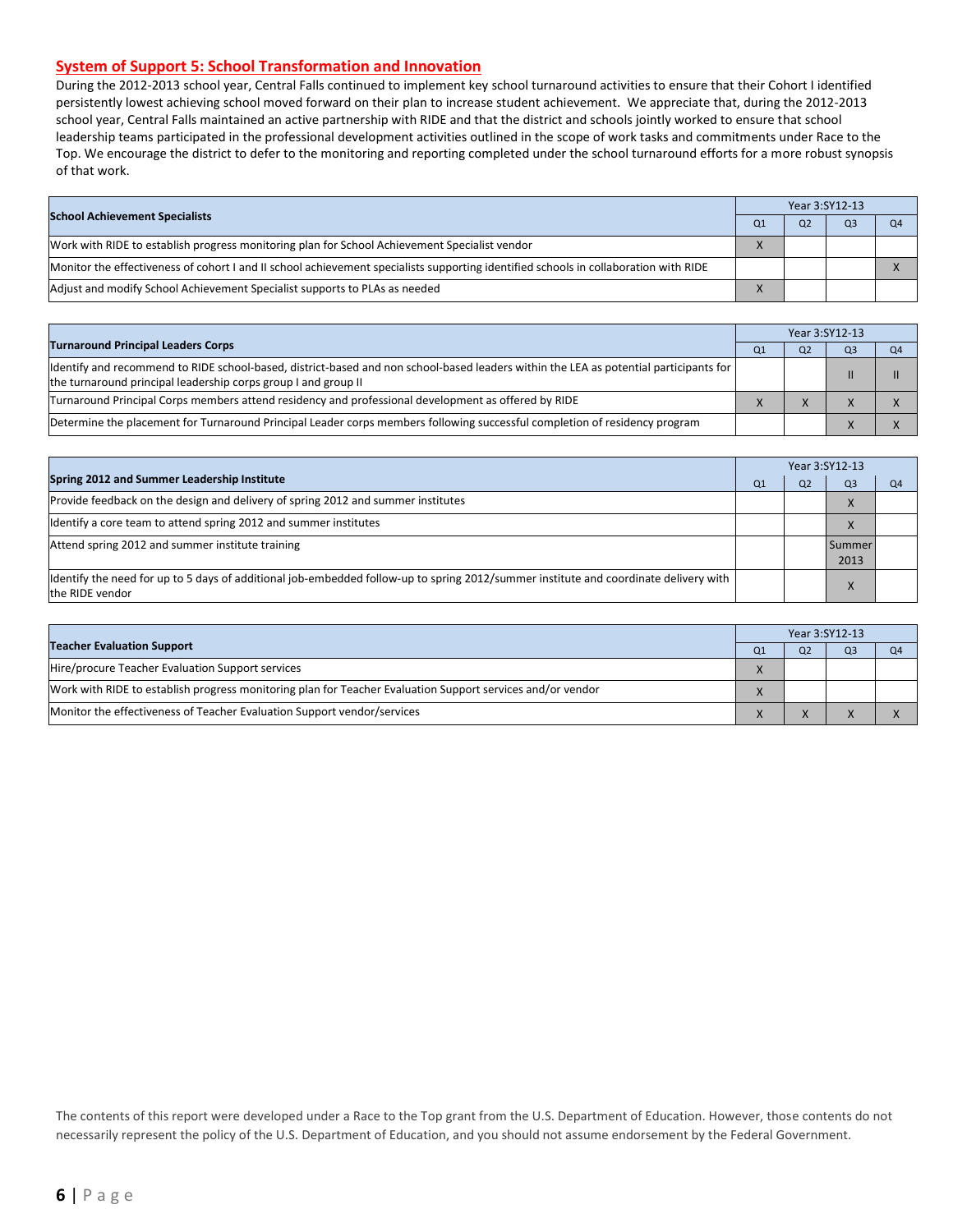## System of Support 5: School Transformation and Innovation

During the 2012-2013 school year, Central Falls continued to implement key school turnaround activities to ensure that their Cohort I identified persistently lowest achieving school moved forward on their plan to increase student achievement. We appreciate that, during the 2012-2013 school year, Central Falls maintained an active partnership with RIDE and that the district and schools jointly worked to ensure that school leadership teams participated in the professional development activities outlined in the scope of work tasks and commitments under Race to the Top. We encourage the district to defer to the monitoring and reporting completed under the school turnaround efforts for a more robust synopsis of that work.

| School Achievement Specialists | Year 3:SY12-13 | | | |
|---|---|---|---|---|
| | Q1 | Q2 | Q3 | Q4 |
| Work with RIDE to establish progress monitoring plan for School Achievement Specialist vendor | X | | | |
| Monitor the effectiveness of cohort I and II school achievement specialists supporting identified schools in collaboration with RIDE | | | | X |
| Adjust and modify School Achievement Specialist supports to PLAs as needed | X | | | |

| Turnaround Principal Leaders Corps | Year 3:SY12-13 | | | |
|---|---|---|---|---|
| | Q1 | Q2 | Q3 | Q4 |
| Identify and recommend to RIDE school-based, district-based and non school-based leaders within the LEA as potential participants for the turnaround principal leadership corps group I and group II | | | II | II |
| Turnaround Principal Corps members attend residency and professional development as offered by RIDE | X | X | X | X |
| Determine the placement for Turnaround Principal Leader corps members following successful completion of residency program | | | X | X |

| Spring 2012 and Summer Leadership Institute | Year 3:SY12-13 | | | |
|---|---|---|---|---|
| | Q1 | Q2 | Q3 | Q4 |
| Provide feedback on the design and delivery of spring 2012 and summer institutes | | | X | |
| Identify a core team to attend spring 2012 and summer institutes | | | X | |
| Attend spring 2012 and summer institute training | | | Summer 2013 | |
| Identify the need for up to 5 days of additional job-embedded follow-up to spring 2012/summer institute and coordinate delivery with the RIDE vendor | | | X | |

| Teacher Evaluation Support | Year 3:SY12-13 | | | |
|---|---|---|---|---|
| | Q1 | Q2 | Q3 | Q4 |
| Hire/procure Teacher Evaluation Support services | X | | | |
| Work with RIDE to establish progress monitoring plan for Teacher Evaluation Support services and/or vendor | X | | | |
| Monitor the effectiveness of Teacher Evaluation Support vendor/services | X | X | X | X |

The contents of this report were developed under a Race to the Top grant from the U.S. Department of Education. However, those contents do not necessarily represent the policy of the U.S. Department of Education, and you should not assume endorsement by the Federal Government.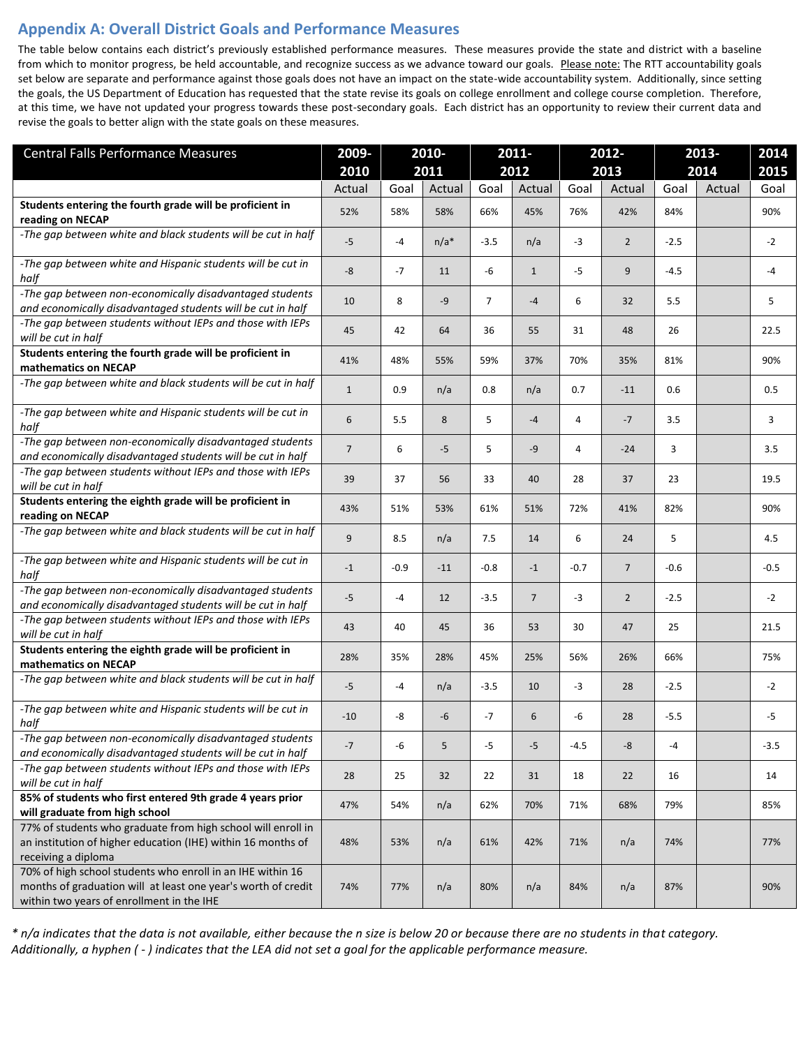## Appendix A: Overall District Goals and Performance Measures

The table below contains each district's previously established performance measures. These measures provide the state and district with a baseline from which to monitor progress, be held accountable, and recognize success as we advance toward our goals. Please note: The RTT accountability goals set below are separate and performance against those goals does not have an impact on the state-wide accountability system. Additionally, since setting the goals, the US Department of Education has requested that the state revise its goals on college enrollment and college course completion. Therefore, at this time, we have not updated your progress towards these post-secondary goals. Each district has an opportunity to review their current data and revise the goals to better align with the state goals on these measures.

| Central Falls Performance Measures | 2009-2010 | 2010-2011 | | 2011-2012 | | 2012-2013 | | 2013-2014 | | 2014 2015 |
|---|---|---|---|---|---|---|---|---|---|---|
| | Actual | Goal | Actual | Goal | Actual | Goal | Actual | Goal | Actual | Goal |
| **Students entering the fourth grade will be proficient in reading on NECAP** | 52% | 58% | 58% | 66% | 45% | 76% | 42% | 84% | | 90% |
| *-The gap between white and black students will be cut in half* | -5 | -4 | n/a* | -3.5 | n/a | -3 | 2 | -2.5 | | -2 |
| *-The gap between white and Hispanic students will be cut in half* | -8 | -7 | 11 | -6 | 1 | -5 | 9 | -4.5 | | -4 |
| *-The gap between non-economically disadvantaged students and economically disadvantaged students will be cut in half* | 10 | 8 | -9 | 7 | -4 | 6 | 32 | 5.5 | | 5 |
| *-The gap between students without IEPs and those with IEPs will be cut in half* | 45 | 42 | 64 | 36 | 55 | 31 | 48 | 26 | | 22.5 |
| **Students entering the fourth grade will be proficient in mathematics on NECAP** | 41% | 48% | 55% | 59% | 37% | 70% | 35% | 81% | | 90% |
| *-The gap between white and black students will be cut in half* | 1 | 0.9 | n/a | 0.8 | n/a | 0.7 | -11 | 0.6 | | 0.5 |
| *-The gap between white and Hispanic students will be cut in half* | 6 | 5.5 | 8 | 5 | -4 | 4 | -7 | 3.5 | | 3 |
| *-The gap between non-economically disadvantaged students and economically disadvantaged students will be cut in half* | 7 | 6 | -5 | 5 | -9 | 4 | -24 | 3 | | 3.5 |
| *-The gap between students without IEPs and those with IEPs will be cut in half* | 39 | 37 | 56 | 33 | 40 | 28 | 37 | 23 | | 19.5 |
| **Students entering the eighth grade will be proficient in reading on NECAP** | 43% | 51% | 53% | 61% | 51% | 72% | 41% | 82% | | 90% |
| *-The gap between white and black students will be cut in half* | 9 | 8.5 | n/a | 7.5 | 14 | 6 | 24 | 5 | | 4.5 |
| *-The gap between white and Hispanic students will be cut in half* | -1 | -0.9 | -11 | -0.8 | -1 | -0.7 | 7 | -0.6 | | -0.5 |
| *-The gap between non-economically disadvantaged students and economically disadvantaged students will be cut in half* | -5 | -4 | 12 | -3.5 | 7 | -3 | 2 | -2.5 | | -2 |
| *-The gap between students without IEPs and those with IEPs will be cut in half* | 43 | 40 | 45 | 36 | 53 | 30 | 47 | 25 | | 21.5 |
| **Students entering the eighth grade will be proficient in mathematics on NECAP** | 28% | 35% | 28% | 45% | 25% | 56% | 26% | 66% | | 75% |
| *-The gap between white and black students will be cut in half* | -5 | -4 | n/a | -3.5 | 10 | -3 | 28 | -2.5 | | -2 |
| *-The gap between white and Hispanic students will be cut in half* | -10 | -8 | -6 | -7 | 6 | -6 | 28 | -5.5 | | -5 |
| *-The gap between non-economically disadvantaged students and economically disadvantaged students will be cut in half* | -7 | -6 | 5 | -5 | -5 | -4.5 | -8 | -4 | | -3.5 |
| *-The gap between students without IEPs and those with IEPs will be cut in half* | 28 | 25 | 32 | 22 | 31 | 18 | 22 | 16 | | 14 |
| **85% of students who first entered 9th grade 4 years prior will graduate from high school** | 47% | 54% | n/a | 62% | 70% | 71% | 68% | 79% | | 85% |
| 77% of students who graduate from high school will enroll in an institution of higher education (IHE) within 16 months of receiving a diploma | 48% | 53% | n/a | 61% | 42% | 71% | n/a | 74% | | 77% |
| 70% of high school students who enroll in an IHE within 16 months of graduation will at least one year's worth of credit within two years of enrollment in the IHE | 74% | 77% | n/a | 80% | n/a | 84% | n/a | 87% | | 90% |

*\* n/a indicates that the data is not available, either because the n size is below 20 or because there are no students in that category. Additionally, a hyphen ( - ) indicates that the LEA did not set a goal for the applicable performance measure.*